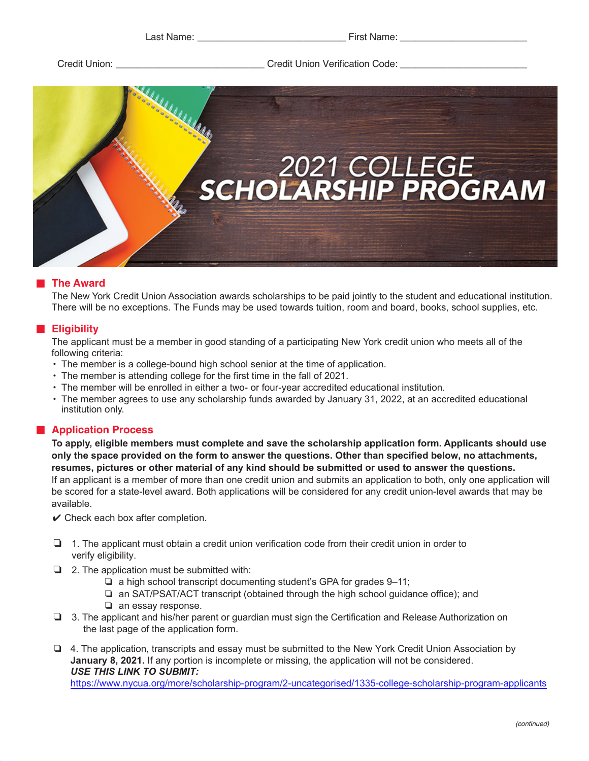Last Name: ____________________________ First Name: ________________________

Credit Union: ____________________________ Credit Union Verification Code: ________________________

# 2021 COLLEGE SCHOLARSHIP PROGRAM

## The Award

The New York Credit Union Association awards scholarships to be paid jointly to the student and educational institution. There will be no exceptions. The Funds may be used towards tuition, room and board, books, school supplies, etc.

## Eligibility

The applicant must be a member in good standing of a participating New York credit union who meets all of the following criteria:

- The member is a college-bound high school senior at the time of application.
- The member is attending college for the first time in the fall of 2021.
- The member will be enrolled in either a two- or four-year accredited educational institution.
- The member agrees to use any scholarship funds awarded by January 31, 2022, at an accredited educational institution only.

## Application Process

**To apply, eligible members must complete and save the scholarship application form. Applicants should use only the space provided on the form to answer the questions. Other than specified below, no attachments, resumes, pictures or other material of any kind should be submitted or used to answer the questions.**

If an applicant is a member of more than one credit union and submits an application to both, only one application will be scored for a state-level award. Both applications will be considered for any credit union-level awards that may be available.

✔ Check each box after completion.

❏ 1. The applicant must obtain a credit union verification code from their credit union in order to verify eligibility.

❏ 2. The application must be submitted with:
  - ❏ a high school transcript documenting student's GPA for grades 9–11;
  - ❏ an SAT/PSAT/ACT transcript (obtained through the high school guidance office); and
  - ❏ an essay response.

❏ 3. The applicant and his/her parent or guardian must sign the Certification and Release Authorization on the last page of the application form.

❏ 4. The application, transcripts and essay must be submitted to the New York Credit Union Association by **January 8, 2021.** If any portion is incomplete or missing, the application will not be considered.
***USE THIS LINK TO SUBMIT:***
https://www.nycua.org/more/scholarship-program/2-uncategorised/1335-college-scholarship-program-applicants

*(continued)*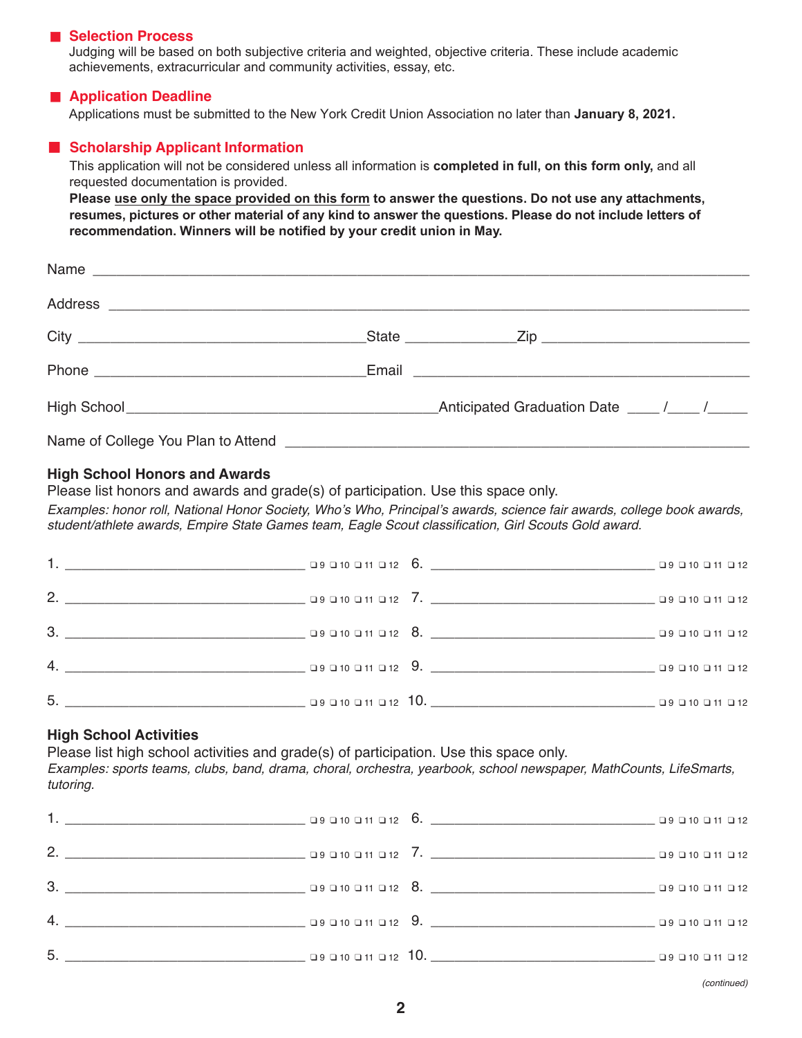## Selection Process

Judging will be based on both subjective criteria and weighted, objective criteria. These include academic achievements, extracurricular and community activities, essay, etc.

## Application Deadline

Applications must be submitted to the New York Credit Union Association no later than **January 8, 2021.**

## Scholarship Applicant Information

This application will not be considered unless all information is **completed in full, on this form only,** and all requested documentation is provided.

**Please use only the space provided on this form to answer the questions. Do not use any attachments, resumes, pictures or other material of any kind to answer the questions. Please do not include letters of recommendation. Winners will be notified by your credit union in May.**

Name ______________________________________________

Address ______________________________________________

City ____________________ State __________ Zip ______________

Phone ____________________ Email ______________________

High School ______________________ Anticipated Graduation Date ____ /____ /_____

Name of College You Plan to Attend ______________________________

### High School Honors and Awards

Please list honors and awards and grade(s) of participation. Use this space only.

*Examples: honor roll, National Honor Society, Who's Who, Principal's awards, science fair awards, college book awards, student/athlete awards, Empire State Games team, Eagle Scout classification, Girl Scouts Gold award.*

1. ____________________ ❑ 9 ❑ 10 ❑ 11 ❑ 12
2. ____________________ ❑ 9 ❑ 10 ❑ 11 ❑ 12
3. ____________________ ❑ 9 ❑ 10 ❑ 11 ❑ 12
4. ____________________ ❑ 9 ❑ 10 ❑ 11 ❑ 12
5. ____________________ ❑ 9 ❑ 10 ❑ 11 ❑ 12
6. ____________________ ❑ 9 ❑ 10 ❑ 11 ❑ 12
7. ____________________ ❑ 9 ❑ 10 ❑ 11 ❑ 12
8. ____________________ ❑ 9 ❑ 10 ❑ 11 ❑ 12
9. ____________________ ❑ 9 ❑ 10 ❑ 11 ❑ 12
10. ____________________ ❑ 9 ❑ 10 ❑ 11 ❑ 12

### High School Activities

Please list high school activities and grade(s) of participation. Use this space only.

*Examples: sports teams, clubs, band, drama, choral, orchestra, yearbook, school newspaper, MathCounts, LifeSmarts, tutoring.*

1. ____________________ ❑ 9 ❑ 10 ❑ 11 ❑ 12
2. ____________________ ❑ 9 ❑ 10 ❑ 11 ❑ 12
3. ____________________ ❑ 9 ❑ 10 ❑ 11 ❑ 12
4. ____________________ ❑ 9 ❑ 10 ❑ 11 ❑ 12
5. ____________________ ❑ 9 ❑ 10 ❑ 11 ❑ 12
6. ____________________ ❑ 9 ❑ 10 ❑ 11 ❑ 12
7. ____________________ ❑ 9 ❑ 10 ❑ 11 ❑ 12
8. ____________________ ❑ 9 ❑ 10 ❑ 11 ❑ 12
9. ____________________ ❑ 9 ❑ 10 ❑ 11 ❑ 12
10. ____________________ ❑ 9 ❑ 10 ❑ 11 ❑ 12

*(continued)*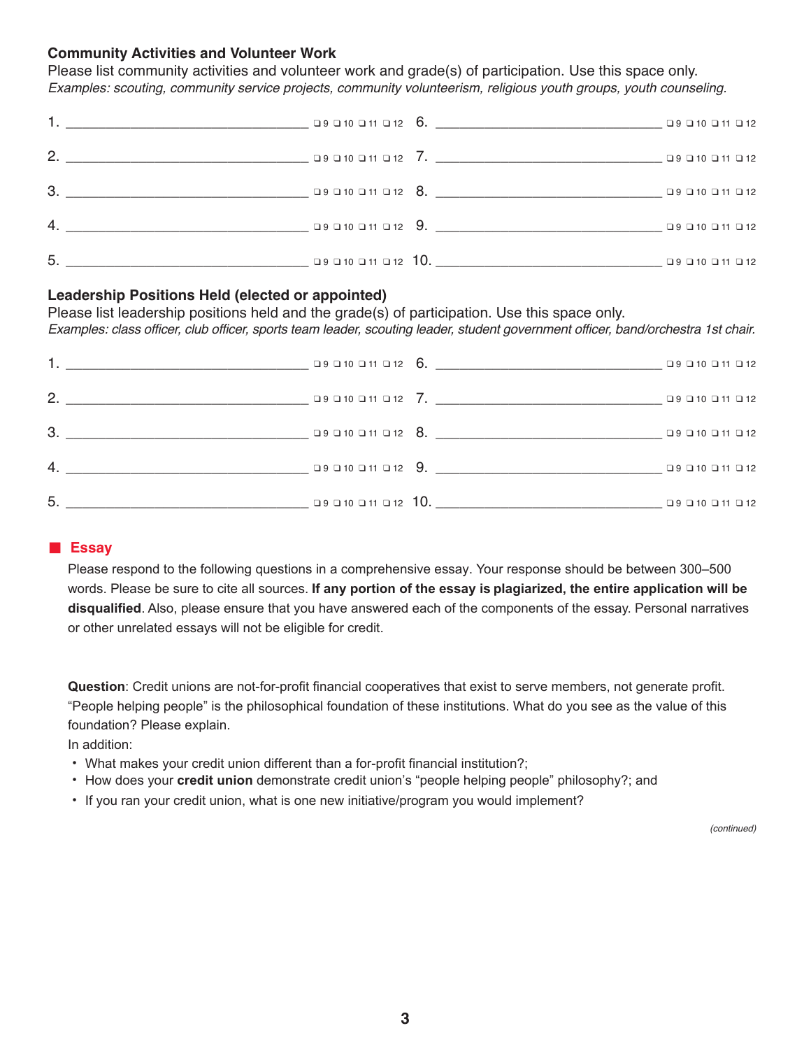**Community Activities and Volunteer Work**

Please list community activities and volunteer work and grade(s) of participation. Use this space only.
*Examples: scouting, community service projects, community volunteerism, religious youth groups, youth counseling.*

1. ________________________________ ❑ 9 ❑ 10 ❑ 11 ❑ 12
2. ________________________________ ❑ 9 ❑ 10 ❑ 11 ❑ 12
3. ________________________________ ❑ 9 ❑ 10 ❑ 11 ❑ 12
4. ________________________________ ❑ 9 ❑ 10 ❑ 11 ❑ 12
5. ________________________________ ❑ 9 ❑ 10 ❑ 11 ❑ 12
6. ________________________________ ❑ 9 ❑ 10 ❑ 11 ❑ 12
7. ________________________________ ❑ 9 ❑ 10 ❑ 11 ❑ 12
8. ________________________________ ❑ 9 ❑ 10 ❑ 11 ❑ 12
9. ________________________________ ❑ 9 ❑ 10 ❑ 11 ❑ 12
10. ________________________________ ❑ 9 ❑ 10 ❑ 11 ❑ 12

**Leadership Positions Held (elected or appointed)**

Please list leadership positions held and the grade(s) of participation. Use this space only.
*Examples: class officer, club officer, sports team leader, scouting leader, student government officer, band/orchestra 1st chair.*

1. ________________________________ ❑ 9 ❑ 10 ❑ 11 ❑ 12
2. ________________________________ ❑ 9 ❑ 10 ❑ 11 ❑ 12
3. ________________________________ ❑ 9 ❑ 10 ❑ 11 ❑ 12
4. ________________________________ ❑ 9 ❑ 10 ❑ 11 ❑ 12
5. ________________________________ ❑ 9 ❑ 10 ❑ 11 ❑ 12
6. ________________________________ ❑ 9 ❑ 10 ❑ 11 ❑ 12
7. ________________________________ ❑ 9 ❑ 10 ❑ 11 ❑ 12
8. ________________________________ ❑ 9 ❑ 10 ❑ 11 ❑ 12
9. ________________________________ ❑ 9 ❑ 10 ❑ 11 ❑ 12
10. ________________________________ ❑ 9 ❑ 10 ❑ 11 ❑ 12

## Essay

Please respond to the following questions in a comprehensive essay. Your response should be between 300–500 words. Please be sure to cite all sources. **If any portion of the essay is plagiarized, the entire application will be disqualified**. Also, please ensure that you have answered each of the components of the essay. Personal narratives or other unrelated essays will not be eligible for credit.

**Question**: Credit unions are not-for-profit financial cooperatives that exist to serve members, not generate profit. "People helping people" is the philosophical foundation of these institutions. What do you see as the value of this foundation? Please explain.

In addition:

- What makes your credit union different than a for-profit financial institution?;
- How does your **credit union** demonstrate credit union's "people helping people" philosophy?; and
- If you ran your credit union, what is one new initiative/program you would implement?

*(continued)*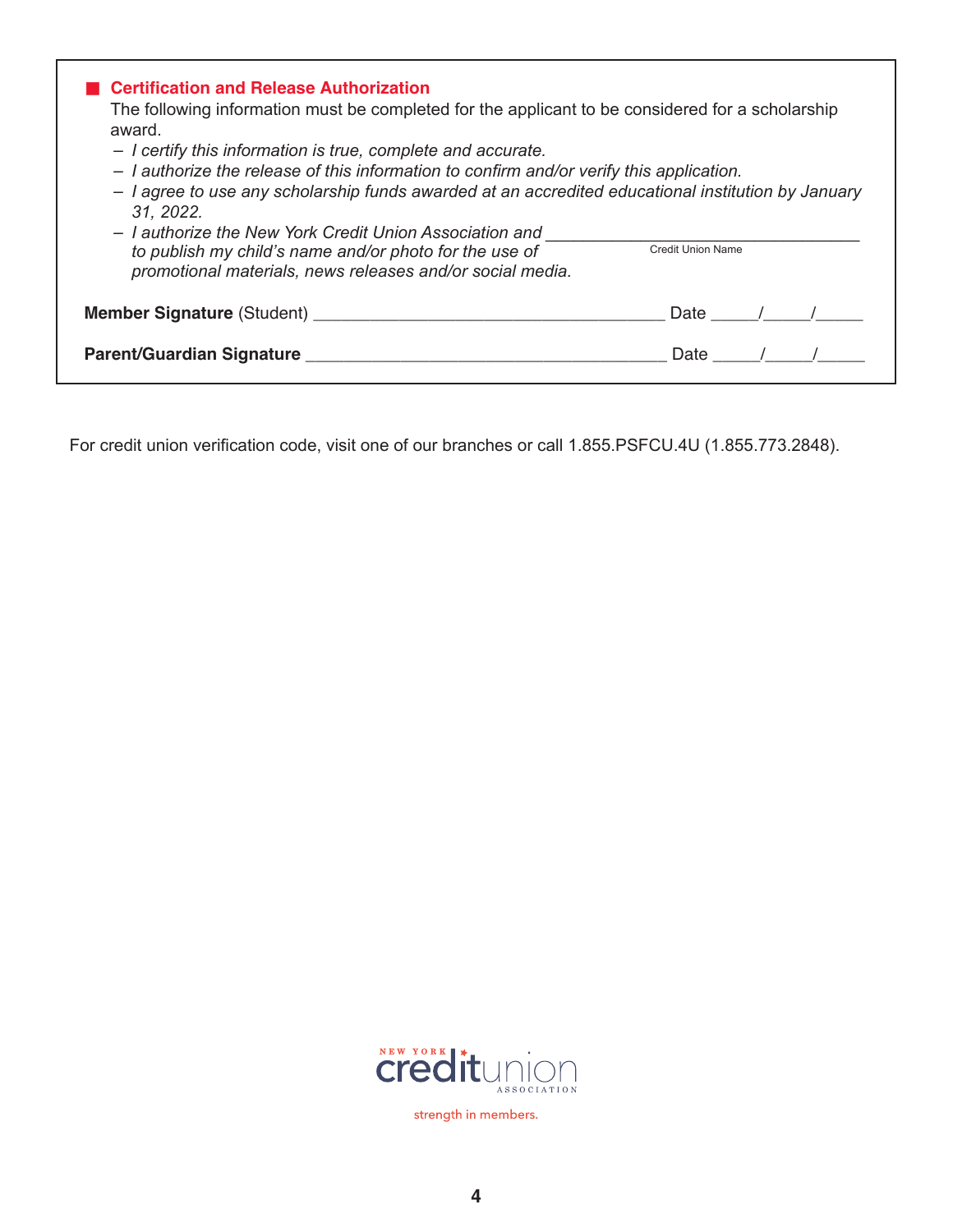## Certification and Release Authorization

The following information must be completed for the applicant to be considered for a scholarship award.

- *I certify this information is true, complete and accurate.*
- *I authorize the release of this information to confirm and/or verify this application.*
- *I agree to use any scholarship funds awarded at an accredited educational institution by January 31, 2022.*
- *I authorize the New York Credit Union Association and* ________________________________ *to publish my child's name and/or photo for the use of promotional materials, news releases and/or social media.*
  Credit Union Name

**Member Signature** (Student) ____________________________________ Date _____/_____/_____

**Parent/Guardian Signature** ____________________________________ Date _____/_____/_____

For credit union verification code, visit one of our branches or call 1.855.PSFCU.4U (1.855.773.2848).

NEW YORK creditunion ASSOCIATION

strength in members.